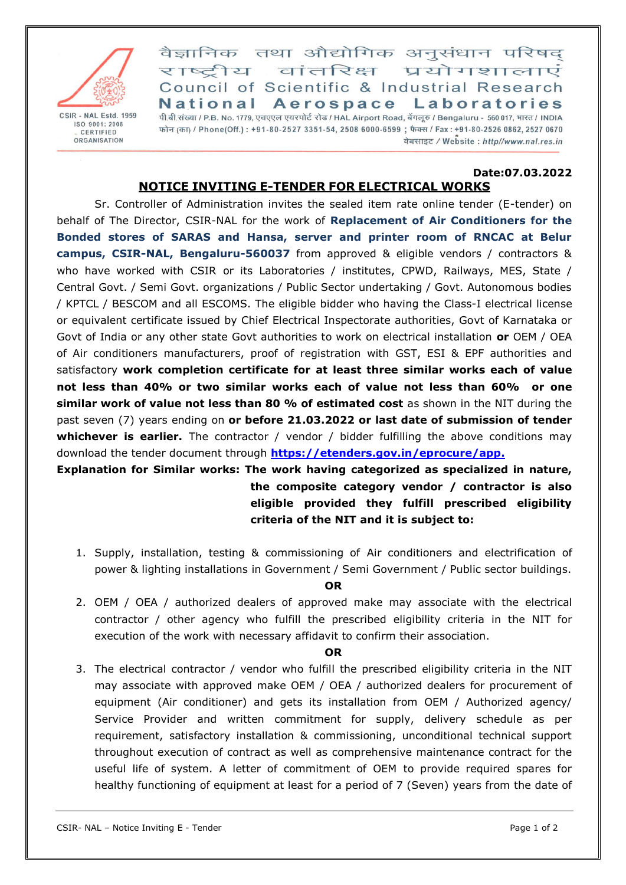CSIR - NAL Estd. 1959
ISO 9001: 2008
CERTIFIED
ORGANISATION

वैज्ञानिक तथा औद्योगिक अनुसंधान परिषद्
राष्ट्रीय वांतरिक्ष प्रयोगशालाएं
Council of Scientific & Industrial Research
**National Aerospace Laboratories**

पी.बी.संख्या / P.B. No. 1779, एचएएल एयरपोर्ट रोड / HAL Airport Road, बेंगलूरु / Bengaluru - 560 017, भारत / INDIA
फोन (का) / Phone(Off.) : +91-80-2527 3351-54, 2508 6000-6599 ; फैक्स / Fax : +91-80-2526 0862, 2527 0670
वेबसाइट / Website : *http//www.nal.res.in*

**Date:07.03.2022**

## NOTICE INVITING E-TENDER FOR ELECTRICAL WORKS

Sr. Controller of Administration invites the sealed item rate online tender (E-tender) on behalf of The Director, CSIR-NAL for the work of **Replacement of Air Conditioners for the Bonded stores of SARAS and Hansa, server and printer room of RNCAC at Belur campus, CSIR-NAL, Bengaluru-560037** from approved & eligible vendors / contractors & who have worked with CSIR or its Laboratories / institutes, CPWD, Railways, MES, State / Central Govt. / Semi Govt. organizations / Public Sector undertaking / Govt. Autonomous bodies / KPTCL / BESCOM and all ESCOMS. The eligible bidder who having the Class-I electrical license or equivalent certificate issued by Chief Electrical Inspectorate authorities, Govt of Karnataka or Govt of India or any other state Govt authorities to work on electrical installation **or** OEM / OEA of Air conditioners manufacturers, proof of registration with GST, ESI & EPF authorities and satisfactory **work completion certificate for at least three similar works each of value not less than 40% or two similar works each of value not less than 60% or one similar work of value not less than 80 % of estimated cost** as shown in the NIT during the past seven (7) years ending on **or before 21.03.2022 or last date of submission of tender whichever is earlier.** The contractor / vendor / bidder fulfilling the above conditions may download the tender document through **https://etenders.gov.in/eprocure/app.**

**Explanation for Similar works: The work having categorized as specialized in nature, the composite category vendor / contractor is also eligible provided they fulfill prescribed eligibility criteria of the NIT and it is subject to:**

1. Supply, installation, testing & commissioning of Air conditioners and electrification of power & lighting installations in Government / Semi Government / Public sector buildings.

   **OR**

2. OEM / OEA / authorized dealers of approved make may associate with the electrical contractor / other agency who fulfill the prescribed eligibility criteria in the NIT for execution of the work with necessary affidavit to confirm their association.

   **OR**

3. The electrical contractor / vendor who fulfill the prescribed eligibility criteria in the NIT may associate with approved make OEM / OEA / authorized dealers for procurement of equipment (Air conditioner) and gets its installation from OEM / Authorized agency/ Service Provider and written commitment for supply, delivery schedule as per requirement, satisfactory installation & commissioning, unconditional technical support throughout execution of contract as well as comprehensive maintenance contract for the useful life of system. A letter of commitment of OEM to provide required spares for healthy functioning of equipment at least for a period of 7 (Seven) years from the date of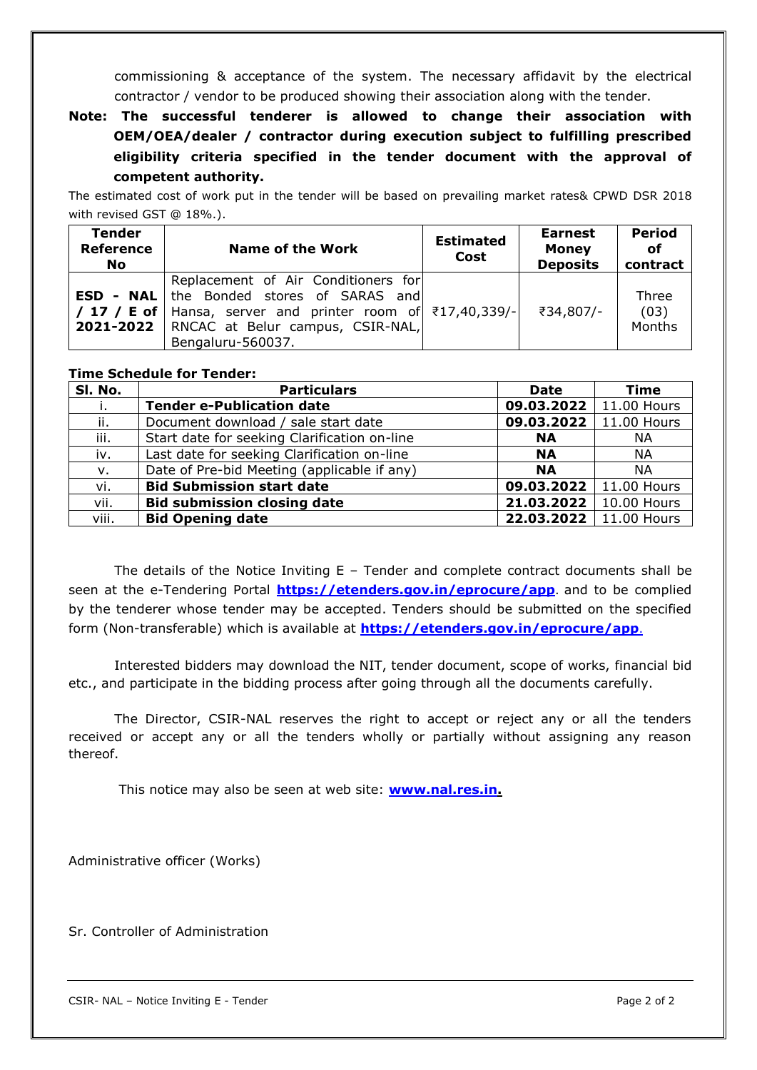commissioning & acceptance of the system. The necessary affidavit by the electrical contractor / vendor to be produced showing their association along with the tender.

**Note: The successful tenderer is allowed to change their association with OEM/OEA/dealer / contractor during execution subject to fulfilling prescribed eligibility criteria specified in the tender document with the approval of competent authority.**

The estimated cost of work put in the tender will be based on prevailing market rates& CPWD DSR 2018 with revised GST @ 18%.).

| Tender Reference No | Name of the Work | Estimated Cost | Earnest Money Deposits | Period of contract |
|---|---|---|---|---|
| **ESD - NAL / 17 / E of 2021-2022** | Replacement of Air Conditioners for the Bonded stores of SARAS and Hansa, server and printer room of RNCAC at Belur campus, CSIR-NAL, Bengaluru-560037. | ₹17,40,339/- | ₹34,807/- | Three (03) Months |

**Time Schedule for Tender:**

| Sl. No. | Particulars | Date | Time |
|---|---|---|---|
| i. | **Tender e-Publication date** | **09.03.2022** | 11.00 Hours |
| ii. | Document download / sale start date | **09.03.2022** | 11.00 Hours |
| iii. | Start date for seeking Clarification on-line | **NA** | NA |
| iv. | Last date for seeking Clarification on-line | **NA** | NA |
| v. | Date of Pre-bid Meeting (applicable if any) | **NA** | NA |
| vi. | **Bid Submission start date** | **09.03.2022** | 11.00 Hours |
| vii. | **Bid submission closing date** | **21.03.2022** | 10.00 Hours |
| viii. | **Bid Opening date** | **22.03.2022** | 11.00 Hours |

The details of the Notice Inviting E – Tender and complete contract documents shall be seen at the e-Tendering Portal **https://etenders.gov.in/eprocure/app**. and to be complied by the tenderer whose tender may be accepted. Tenders should be submitted on the specified form (Non-transferable) which is available at **https://etenders.gov.in/eprocure/app**.

Interested bidders may download the NIT, tender document, scope of works, financial bid etc., and participate in the bidding process after going through all the documents carefully.

The Director, CSIR-NAL reserves the right to accept or reject any or all the tenders received or accept any or all the tenders wholly or partially without assigning any reason thereof.

This notice may also be seen at web site: **www.nal.res.in.**

Administrative officer (Works)

Sr. Controller of Administration